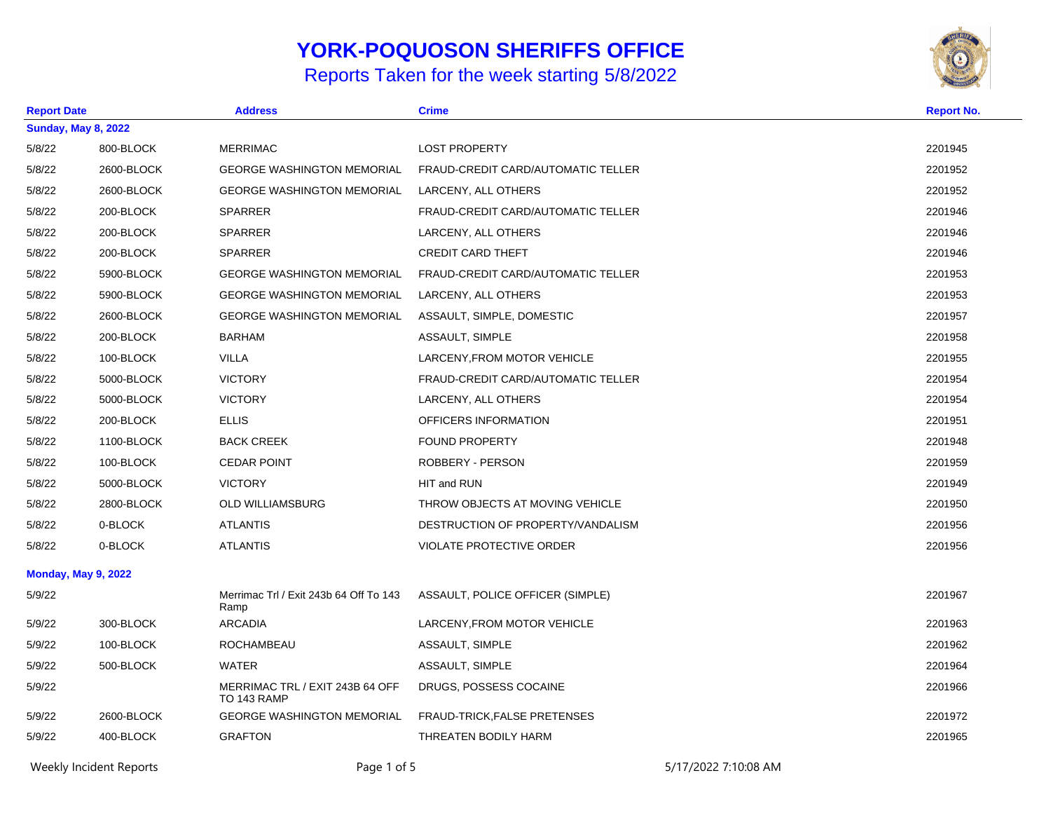# YORK-POQUOSON SHERIFFS OFFICE

## Reports Taken for the week starting 5/8/2022

| Report Date | | Address | Crime | Report No. |
|---|---|---|---|---|
| **Sunday, May 8, 2022** | | | | |
| 5/8/22 | 800-BLOCK | MERRIMAC | LOST PROPERTY | 2201945 |
| 5/8/22 | 2600-BLOCK | GEORGE WASHINGTON MEMORIAL | FRAUD-CREDIT CARD/AUTOMATIC TELLER | 2201952 |
| 5/8/22 | 2600-BLOCK | GEORGE WASHINGTON MEMORIAL | LARCENY, ALL OTHERS | 2201952 |
| 5/8/22 | 200-BLOCK | SPARRER | FRAUD-CREDIT CARD/AUTOMATIC TELLER | 2201946 |
| 5/8/22 | 200-BLOCK | SPARRER | LARCENY, ALL OTHERS | 2201946 |
| 5/8/22 | 200-BLOCK | SPARRER | CREDIT CARD THEFT | 2201946 |
| 5/8/22 | 5900-BLOCK | GEORGE WASHINGTON MEMORIAL | FRAUD-CREDIT CARD/AUTOMATIC TELLER | 2201953 |
| 5/8/22 | 5900-BLOCK | GEORGE WASHINGTON MEMORIAL | LARCENY, ALL OTHERS | 2201953 |
| 5/8/22 | 2600-BLOCK | GEORGE WASHINGTON MEMORIAL | ASSAULT, SIMPLE, DOMESTIC | 2201957 |
| 5/8/22 | 200-BLOCK | BARHAM | ASSAULT, SIMPLE | 2201958 |
| 5/8/22 | 100-BLOCK | VILLA | LARCENY,FROM MOTOR VEHICLE | 2201955 |
| 5/8/22 | 5000-BLOCK | VICTORY | FRAUD-CREDIT CARD/AUTOMATIC TELLER | 2201954 |
| 5/8/22 | 5000-BLOCK | VICTORY | LARCENY, ALL OTHERS | 2201954 |
| 5/8/22 | 200-BLOCK | ELLIS | OFFICERS INFORMATION | 2201951 |
| 5/8/22 | 1100-BLOCK | BACK CREEK | FOUND PROPERTY | 2201948 |
| 5/8/22 | 100-BLOCK | CEDAR POINT | ROBBERY - PERSON | 2201959 |
| 5/8/22 | 5000-BLOCK | VICTORY | HIT and RUN | 2201949 |
| 5/8/22 | 2800-BLOCK | OLD WILLIAMSBURG | THROW OBJECTS AT MOVING VEHICLE | 2201950 |
| 5/8/22 | 0-BLOCK | ATLANTIS | DESTRUCTION OF PROPERTY/VANDALISM | 2201956 |
| 5/8/22 | 0-BLOCK | ATLANTIS | VIOLATE PROTECTIVE ORDER | 2201956 |
| **Monday, May 9, 2022** | | | | |
| 5/9/22 | | Merrimac Trl / Exit 243b 64 Off To 143 Ramp | ASSAULT, POLICE OFFICER (SIMPLE) | 2201967 |
| 5/9/22 | 300-BLOCK | ARCADIA | LARCENY,FROM MOTOR VEHICLE | 2201963 |
| 5/9/22 | 100-BLOCK | ROCHAMBEAU | ASSAULT, SIMPLE | 2201962 |
| 5/9/22 | 500-BLOCK | WATER | ASSAULT, SIMPLE | 2201964 |
| 5/9/22 | | MERRIMAC TRL / EXIT 243B 64 OFF TO 143 RAMP | DRUGS, POSSESS COCAINE | 2201966 |
| 5/9/22 | 2600-BLOCK | GEORGE WASHINGTON MEMORIAL | FRAUD-TRICK,FALSE PRETENSES | 2201972 |
| 5/9/22 | 400-BLOCK | GRAFTON | THREATEN BODILY HARM | 2201965 |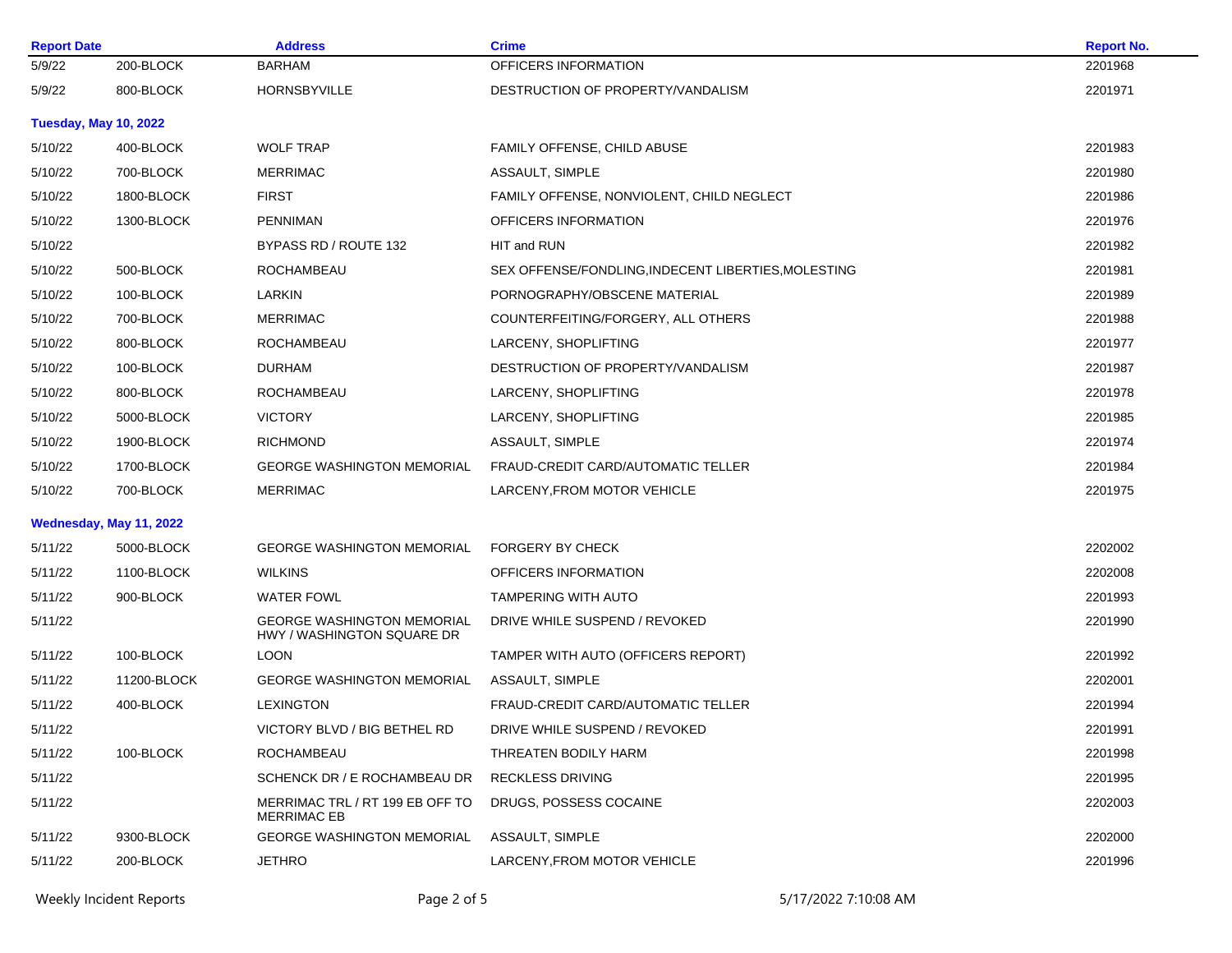| Report Date | | Address | Crime | Report No. |
|---|---|---|---|---|
| 5/9/22 | 200-BLOCK | BARHAM | OFFICERS INFORMATION | 2201968 |
| 5/9/22 | 800-BLOCK | HORNSBYVILLE | DESTRUCTION OF PROPERTY/VANDALISM | 2201971 |
| **Tuesday, May 10, 2022** | | | | |
| 5/10/22 | 400-BLOCK | WOLF TRAP | FAMILY OFFENSE, CHILD ABUSE | 2201983 |
| 5/10/22 | 700-BLOCK | MERRIMAC | ASSAULT, SIMPLE | 2201980 |
| 5/10/22 | 1800-BLOCK | FIRST | FAMILY OFFENSE, NONVIOLENT, CHILD NEGLECT | 2201986 |
| 5/10/22 | 1300-BLOCK | PENNIMAN | OFFICERS INFORMATION | 2201976 |
| 5/10/22 | | BYPASS RD / ROUTE 132 | HIT and RUN | 2201982 |
| 5/10/22 | 500-BLOCK | ROCHAMBEAU | SEX OFFENSE/FONDLING,INDECENT LIBERTIES,MOLESTING | 2201981 |
| 5/10/22 | 100-BLOCK | LARKIN | PORNOGRAPHY/OBSCENE MATERIAL | 2201989 |
| 5/10/22 | 700-BLOCK | MERRIMAC | COUNTERFEITING/FORGERY, ALL OTHERS | 2201988 |
| 5/10/22 | 800-BLOCK | ROCHAMBEAU | LARCENY, SHOPLIFTING | 2201977 |
| 5/10/22 | 100-BLOCK | DURHAM | DESTRUCTION OF PROPERTY/VANDALISM | 2201987 |
| 5/10/22 | 800-BLOCK | ROCHAMBEAU | LARCENY, SHOPLIFTING | 2201978 |
| 5/10/22 | 5000-BLOCK | VICTORY | LARCENY, SHOPLIFTING | 2201985 |
| 5/10/22 | 1900-BLOCK | RICHMOND | ASSAULT, SIMPLE | 2201974 |
| 5/10/22 | 1700-BLOCK | GEORGE WASHINGTON MEMORIAL | FRAUD-CREDIT CARD/AUTOMATIC TELLER | 2201984 |
| 5/10/22 | 700-BLOCK | MERRIMAC | LARCENY,FROM MOTOR VEHICLE | 2201975 |
| **Wednesday, May 11, 2022** | | | | |
| 5/11/22 | 5000-BLOCK | GEORGE WASHINGTON MEMORIAL | FORGERY BY CHECK | 2202002 |
| 5/11/22 | 1100-BLOCK | WILKINS | OFFICERS INFORMATION | 2202008 |
| 5/11/22 | 900-BLOCK | WATER FOWL | TAMPERING WITH AUTO | 2201993 |
| 5/11/22 | | GEORGE WASHINGTON MEMORIAL HWY / WASHINGTON SQUARE DR | DRIVE WHILE SUSPEND / REVOKED | 2201990 |
| 5/11/22 | 100-BLOCK | LOON | TAMPER WITH AUTO (OFFICERS REPORT) | 2201992 |
| 5/11/22 | 11200-BLOCK | GEORGE WASHINGTON MEMORIAL | ASSAULT, SIMPLE | 2202001 |
| 5/11/22 | 400-BLOCK | LEXINGTON | FRAUD-CREDIT CARD/AUTOMATIC TELLER | 2201994 |
| 5/11/22 | | VICTORY BLVD / BIG BETHEL RD | DRIVE WHILE SUSPEND / REVOKED | 2201991 |
| 5/11/22 | 100-BLOCK | ROCHAMBEAU | THREATEN BODILY HARM | 2201998 |
| 5/11/22 | | SCHENCK DR / E ROCHAMBEAU DR | RECKLESS DRIVING | 2201995 |
| 5/11/22 | | MERRIMAC TRL / RT 199 EB OFF TO MERRIMAC EB | DRUGS, POSSESS COCAINE | 2202003 |
| 5/11/22 | 9300-BLOCK | GEORGE WASHINGTON MEMORIAL | ASSAULT, SIMPLE | 2202000 |
| 5/11/22 | 200-BLOCK | JETHRO | LARCENY,FROM MOTOR VEHICLE | 2201996 |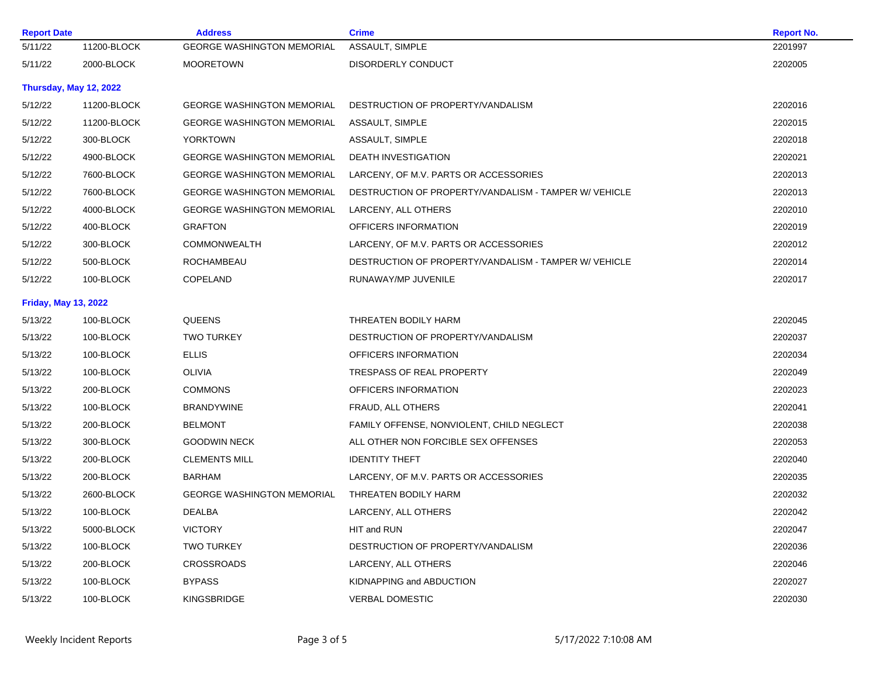| Report Date | | Address | Crime | Report No. |
|---|---|---|---|---|
| 5/11/22 | 11200-BLOCK | GEORGE WASHINGTON MEMORIAL | ASSAULT, SIMPLE | 2201997 |
| 5/11/22 | 2000-BLOCK | MOORETOWN | DISORDERLY CONDUCT | 2202005 |
| **Thursday, May 12, 2022** | | | | |
| 5/12/22 | 11200-BLOCK | GEORGE WASHINGTON MEMORIAL | DESTRUCTION OF PROPERTY/VANDALISM | 2202016 |
| 5/12/22 | 11200-BLOCK | GEORGE WASHINGTON MEMORIAL | ASSAULT, SIMPLE | 2202015 |
| 5/12/22 | 300-BLOCK | YORKTOWN | ASSAULT, SIMPLE | 2202018 |
| 5/12/22 | 4900-BLOCK | GEORGE WASHINGTON MEMORIAL | DEATH INVESTIGATION | 2202021 |
| 5/12/22 | 7600-BLOCK | GEORGE WASHINGTON MEMORIAL | LARCENY, OF M.V. PARTS OR ACCESSORIES | 2202013 |
| 5/12/22 | 7600-BLOCK | GEORGE WASHINGTON MEMORIAL | DESTRUCTION OF PROPERTY/VANDALISM - TAMPER W/ VEHICLE | 2202013 |
| 5/12/22 | 4000-BLOCK | GEORGE WASHINGTON MEMORIAL | LARCENY, ALL OTHERS | 2202010 |
| 5/12/22 | 400-BLOCK | GRAFTON | OFFICERS INFORMATION | 2202019 |
| 5/12/22 | 300-BLOCK | COMMONWEALTH | LARCENY, OF M.V. PARTS OR ACCESSORIES | 2202012 |
| 5/12/22 | 500-BLOCK | ROCHAMBEAU | DESTRUCTION OF PROPERTY/VANDALISM - TAMPER W/ VEHICLE | 2202014 |
| 5/12/22 | 100-BLOCK | COPELAND | RUNAWAY/MP JUVENILE | 2202017 |
| **Friday, May 13, 2022** | | | | |
| 5/13/22 | 100-BLOCK | QUEENS | THREATEN BODILY HARM | 2202045 |
| 5/13/22 | 100-BLOCK | TWO TURKEY | DESTRUCTION OF PROPERTY/VANDALISM | 2202037 |
| 5/13/22 | 100-BLOCK | ELLIS | OFFICERS INFORMATION | 2202034 |
| 5/13/22 | 100-BLOCK | OLIVIA | TRESPASS OF REAL PROPERTY | 2202049 |
| 5/13/22 | 200-BLOCK | COMMONS | OFFICERS INFORMATION | 2202023 |
| 5/13/22 | 100-BLOCK | BRANDYWINE | FRAUD, ALL OTHERS | 2202041 |
| 5/13/22 | 200-BLOCK | BELMONT | FAMILY OFFENSE, NONVIOLENT, CHILD NEGLECT | 2202038 |
| 5/13/22 | 300-BLOCK | GOODWIN NECK | ALL OTHER NON FORCIBLE SEX OFFENSES | 2202053 |
| 5/13/22 | 200-BLOCK | CLEMENTS MILL | IDENTITY THEFT | 2202040 |
| 5/13/22 | 200-BLOCK | BARHAM | LARCENY, OF M.V. PARTS OR ACCESSORIES | 2202035 |
| 5/13/22 | 2600-BLOCK | GEORGE WASHINGTON MEMORIAL | THREATEN BODILY HARM | 2202032 |
| 5/13/22 | 100-BLOCK | DEALBA | LARCENY, ALL OTHERS | 2202042 |
| 5/13/22 | 5000-BLOCK | VICTORY | HIT and RUN | 2202047 |
| 5/13/22 | 100-BLOCK | TWO TURKEY | DESTRUCTION OF PROPERTY/VANDALISM | 2202036 |
| 5/13/22 | 200-BLOCK | CROSSROADS | LARCENY, ALL OTHERS | 2202046 |
| 5/13/22 | 100-BLOCK | BYPASS | KIDNAPPING and ABDUCTION | 2202027 |
| 5/13/22 | 100-BLOCK | KINGSBRIDGE | VERBAL DOMESTIC | 2202030 |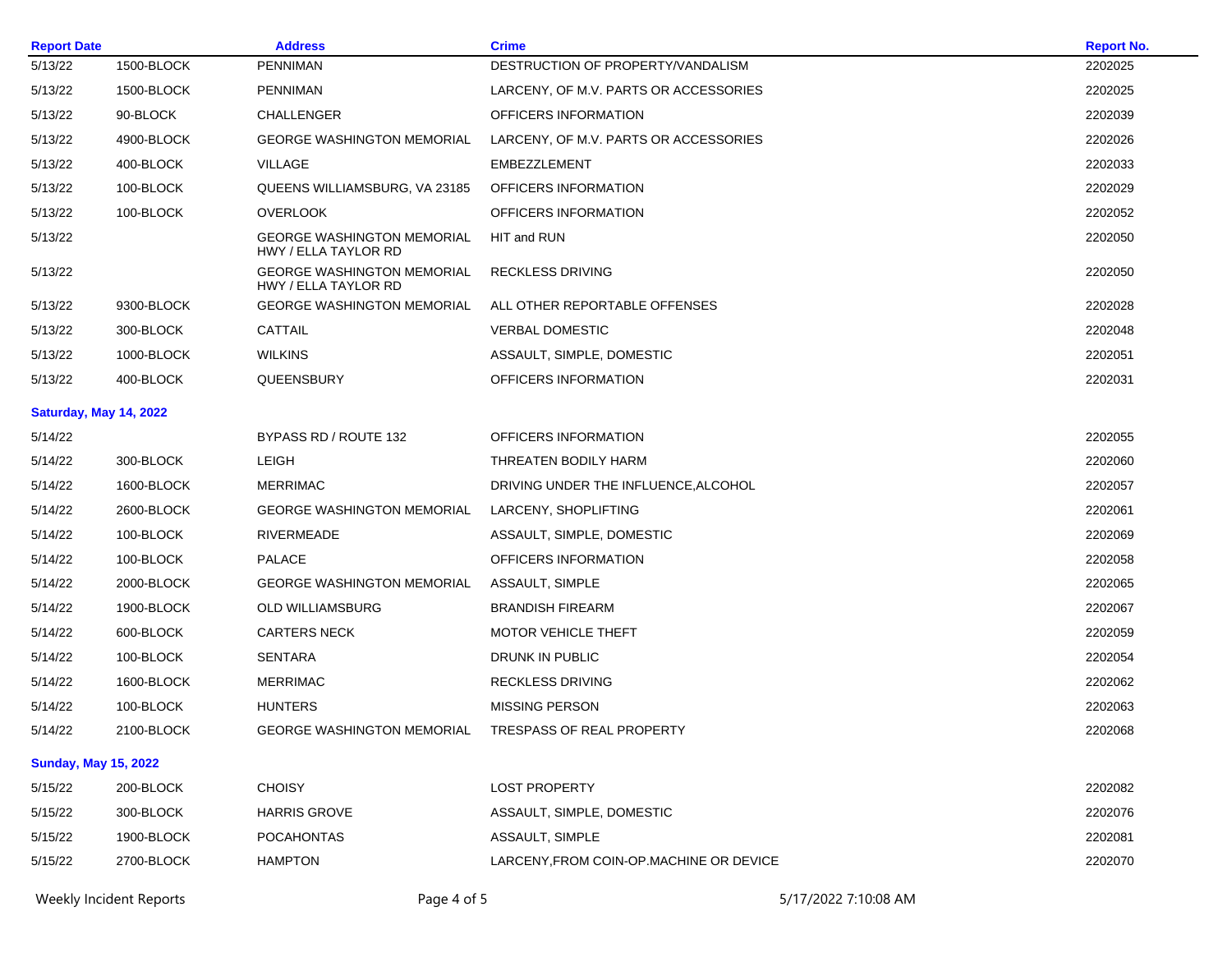| Report Date | | Address | Crime | Report No. |
|---|---|---|---|---|
| 5/13/22 | 1500-BLOCK | PENNIMAN | DESTRUCTION OF PROPERTY/VANDALISM | 2202025 |
| 5/13/22 | 1500-BLOCK | PENNIMAN | LARCENY, OF M.V. PARTS OR ACCESSORIES | 2202025 |
| 5/13/22 | 90-BLOCK | CHALLENGER | OFFICERS INFORMATION | 2202039 |
| 5/13/22 | 4900-BLOCK | GEORGE WASHINGTON MEMORIAL | LARCENY, OF M.V. PARTS OR ACCESSORIES | 2202026 |
| 5/13/22 | 400-BLOCK | VILLAGE | EMBEZZLEMENT | 2202033 |
| 5/13/22 | 100-BLOCK | QUEENS WILLIAMSBURG, VA 23185 | OFFICERS INFORMATION | 2202029 |
| 5/13/22 | 100-BLOCK | OVERLOOK | OFFICERS INFORMATION | 2202052 |
| 5/13/22 | | GEORGE WASHINGTON MEMORIAL HWY / ELLA TAYLOR RD | HIT and RUN | 2202050 |
| 5/13/22 | | GEORGE WASHINGTON MEMORIAL HWY / ELLA TAYLOR RD | RECKLESS DRIVING | 2202050 |
| 5/13/22 | 9300-BLOCK | GEORGE WASHINGTON MEMORIAL | ALL OTHER REPORTABLE OFFENSES | 2202028 |
| 5/13/22 | 300-BLOCK | CATTAIL | VERBAL DOMESTIC | 2202048 |
| 5/13/22 | 1000-BLOCK | WILKINS | ASSAULT, SIMPLE, DOMESTIC | 2202051 |
| 5/13/22 | 400-BLOCK | QUEENSBURY | OFFICERS INFORMATION | 2202031 |
| **Saturday, May 14, 2022** | | | | |
| 5/14/22 | | BYPASS RD / ROUTE 132 | OFFICERS INFORMATION | 2202055 |
| 5/14/22 | 300-BLOCK | LEIGH | THREATEN BODILY HARM | 2202060 |
| 5/14/22 | 1600-BLOCK | MERRIMAC | DRIVING UNDER THE INFLUENCE,ALCOHOL | 2202057 |
| 5/14/22 | 2600-BLOCK | GEORGE WASHINGTON MEMORIAL | LARCENY, SHOPLIFTING | 2202061 |
| 5/14/22 | 100-BLOCK | RIVERMEADE | ASSAULT, SIMPLE, DOMESTIC | 2202069 |
| 5/14/22 | 100-BLOCK | PALACE | OFFICERS INFORMATION | 2202058 |
| 5/14/22 | 2000-BLOCK | GEORGE WASHINGTON MEMORIAL | ASSAULT, SIMPLE | 2202065 |
| 5/14/22 | 1900-BLOCK | OLD WILLIAMSBURG | BRANDISH FIREARM | 2202067 |
| 5/14/22 | 600-BLOCK | CARTERS NECK | MOTOR VEHICLE THEFT | 2202059 |
| 5/14/22 | 100-BLOCK | SENTARA | DRUNK IN PUBLIC | 2202054 |
| 5/14/22 | 1600-BLOCK | MERRIMAC | RECKLESS DRIVING | 2202062 |
| 5/14/22 | 100-BLOCK | HUNTERS | MISSING PERSON | 2202063 |
| 5/14/22 | 2100-BLOCK | GEORGE WASHINGTON MEMORIAL | TRESPASS OF REAL PROPERTY | 2202068 |
| **Sunday, May 15, 2022** | | | | |
| 5/15/22 | 200-BLOCK | CHOISY | LOST PROPERTY | 2202082 |
| 5/15/22 | 300-BLOCK | HARRIS GROVE | ASSAULT, SIMPLE, DOMESTIC | 2202076 |
| 5/15/22 | 1900-BLOCK | POCAHONTAS | ASSAULT, SIMPLE | 2202081 |
| 5/15/22 | 2700-BLOCK | HAMPTON | LARCENY,FROM COIN-OP.MACHINE OR DEVICE | 2202070 |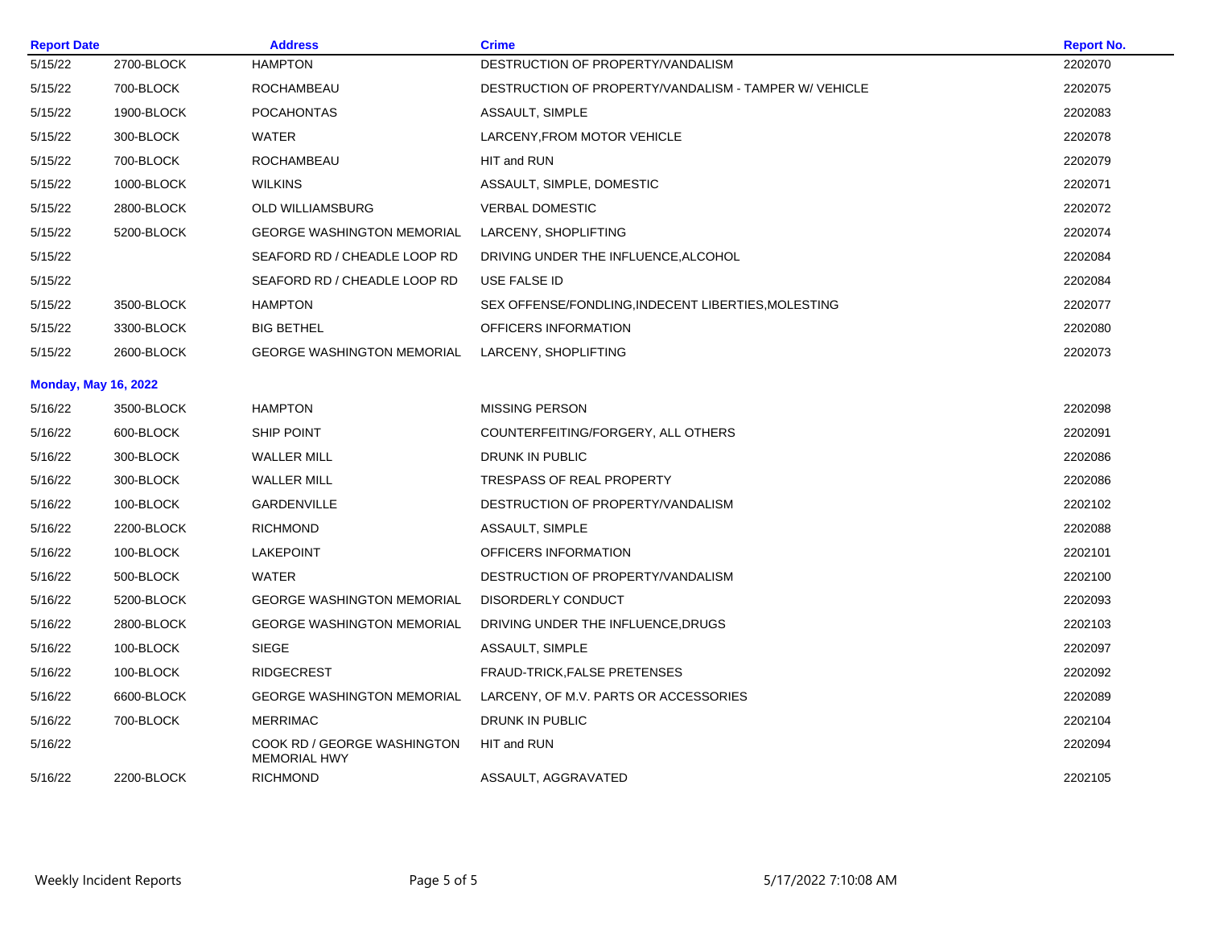| Report Date | | Address | Crime | Report No. |
|---|---|---|---|---|
| 5/15/22 | 2700-BLOCK | HAMPTON | DESTRUCTION OF PROPERTY/VANDALISM | 2202070 |
| 5/15/22 | 700-BLOCK | ROCHAMBEAU | DESTRUCTION OF PROPERTY/VANDALISM - TAMPER W/ VEHICLE | 2202075 |
| 5/15/22 | 1900-BLOCK | POCAHONTAS | ASSAULT, SIMPLE | 2202083 |
| 5/15/22 | 300-BLOCK | WATER | LARCENY,FROM MOTOR VEHICLE | 2202078 |
| 5/15/22 | 700-BLOCK | ROCHAMBEAU | HIT and RUN | 2202079 |
| 5/15/22 | 1000-BLOCK | WILKINS | ASSAULT, SIMPLE, DOMESTIC | 2202071 |
| 5/15/22 | 2800-BLOCK | OLD WILLIAMSBURG | VERBAL DOMESTIC | 2202072 |
| 5/15/22 | 5200-BLOCK | GEORGE WASHINGTON MEMORIAL | LARCENY, SHOPLIFTING | 2202074 |
| 5/15/22 | | SEAFORD RD / CHEADLE LOOP RD | DRIVING UNDER THE INFLUENCE,ALCOHOL | 2202084 |
| 5/15/22 | | SEAFORD RD / CHEADLE LOOP RD | USE FALSE ID | 2202084 |
| 5/15/22 | 3500-BLOCK | HAMPTON | SEX OFFENSE/FONDLING,INDECENT LIBERTIES,MOLESTING | 2202077 |
| 5/15/22 | 3300-BLOCK | BIG BETHEL | OFFICERS INFORMATION | 2202080 |
| 5/15/22 | 2600-BLOCK | GEORGE WASHINGTON MEMORIAL | LARCENY, SHOPLIFTING | 2202073 |
| **Monday, May 16, 2022** | | | | |
| 5/16/22 | 3500-BLOCK | HAMPTON | MISSING PERSON | 2202098 |
| 5/16/22 | 600-BLOCK | SHIP POINT | COUNTERFEITING/FORGERY, ALL OTHERS | 2202091 |
| 5/16/22 | 300-BLOCK | WALLER MILL | DRUNK IN PUBLIC | 2202086 |
| 5/16/22 | 300-BLOCK | WALLER MILL | TRESPASS OF REAL PROPERTY | 2202086 |
| 5/16/22 | 100-BLOCK | GARDENVILLE | DESTRUCTION OF PROPERTY/VANDALISM | 2202102 |
| 5/16/22 | 2200-BLOCK | RICHMOND | ASSAULT, SIMPLE | 2202088 |
| 5/16/22 | 100-BLOCK | LAKEPOINT | OFFICERS INFORMATION | 2202101 |
| 5/16/22 | 500-BLOCK | WATER | DESTRUCTION OF PROPERTY/VANDALISM | 2202100 |
| 5/16/22 | 5200-BLOCK | GEORGE WASHINGTON MEMORIAL | DISORDERLY CONDUCT | 2202093 |
| 5/16/22 | 2800-BLOCK | GEORGE WASHINGTON MEMORIAL | DRIVING UNDER THE INFLUENCE,DRUGS | 2202103 |
| 5/16/22 | 100-BLOCK | SIEGE | ASSAULT, SIMPLE | 2202097 |
| 5/16/22 | 100-BLOCK | RIDGECREST | FRAUD-TRICK,FALSE PRETENSES | 2202092 |
| 5/16/22 | 6600-BLOCK | GEORGE WASHINGTON MEMORIAL | LARCENY, OF M.V. PARTS OR ACCESSORIES | 2202089 |
| 5/16/22 | 700-BLOCK | MERRIMAC | DRUNK IN PUBLIC | 2202104 |
| 5/16/22 | | COOK RD / GEORGE WASHINGTON MEMORIAL HWY | HIT and RUN | 2202094 |
| 5/16/22 | 2200-BLOCK | RICHMOND | ASSAULT, AGGRAVATED | 2202105 |